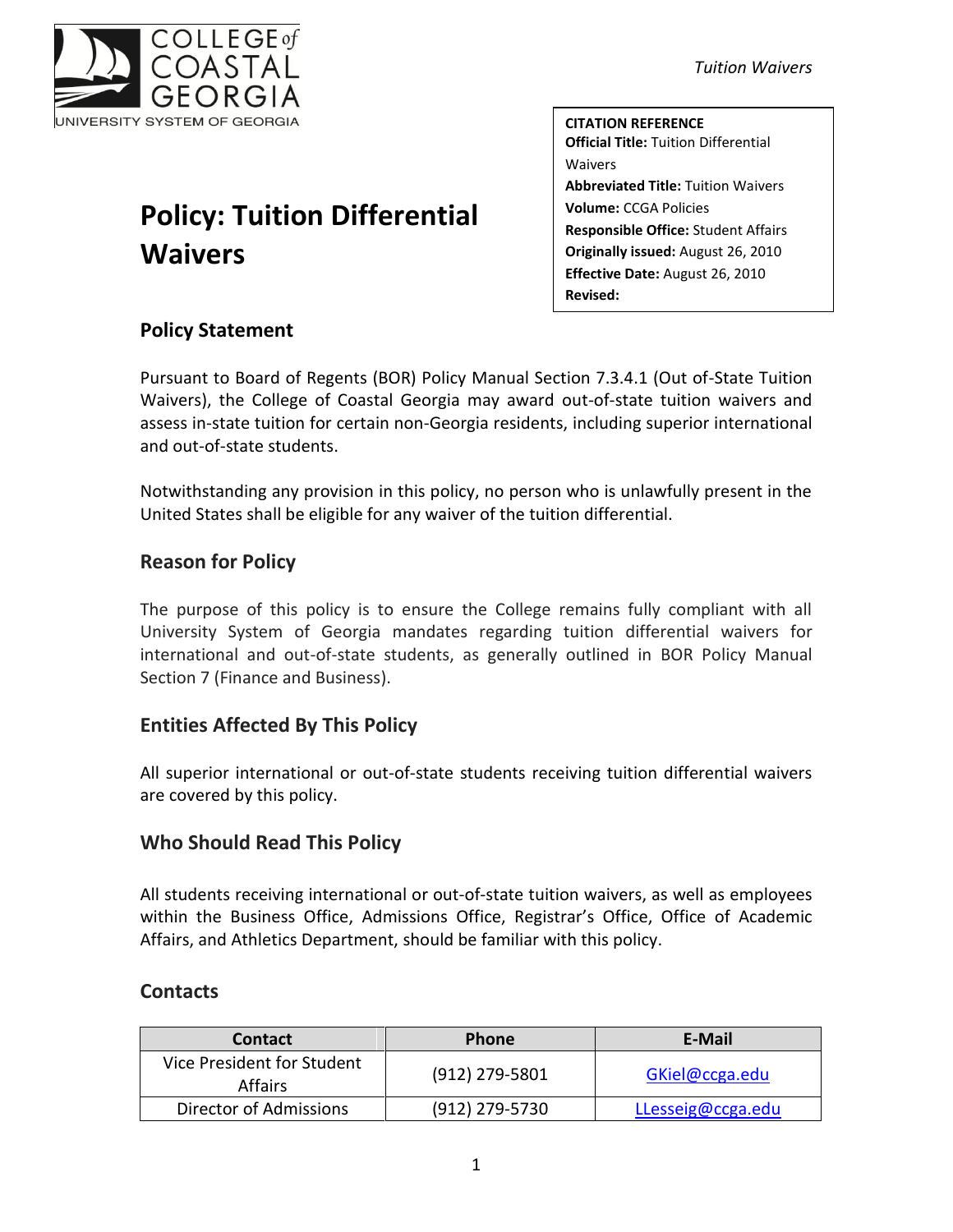# Policy: Tuition Differential Waivers

**CITATION REFERENCE**
**Official Title:** Tuition Differential Waivers
**Abbreviated Title:** Tuition Waivers
**Volume:** CCGA Policies
**Responsible Office:** Student Affairs
**Originally issued:** August 26, 2010
**Effective Date:** August 26, 2010
**Revised:**

## Policy Statement

Pursuant to Board of Regents (BOR) Policy Manual Section 7.3.4.1 (Out of-State Tuition Waivers), the College of Coastal Georgia may award out-of-state tuition waivers and assess in-state tuition for certain non-Georgia residents, including superior international and out-of-state students.

Notwithstanding any provision in this policy, no person who is unlawfully present in the United States shall be eligible for any waiver of the tuition differential.

## Reason for Policy

The purpose of this policy is to ensure the College remains fully compliant with all University System of Georgia mandates regarding tuition differential waivers for international and out-of-state students, as generally outlined in BOR Policy Manual Section 7 (Finance and Business).

## Entities Affected By This Policy

All superior international or out-of-state students receiving tuition differential waivers are covered by this policy.

## Who Should Read This Policy

All students receiving international or out-of-state tuition waivers, as well as employees within the Business Office, Admissions Office, Registrar's Office, Office of Academic Affairs, and Athletics Department, should be familiar with this policy.

## Contacts

| Contact | Phone | E-Mail |
|---|---|---|
| Vice President for Student Affairs | (912) 279-5801 | GKiel@ccga.edu |
| Director of Admissions | (912) 279-5730 | LLesseig@ccga.edu |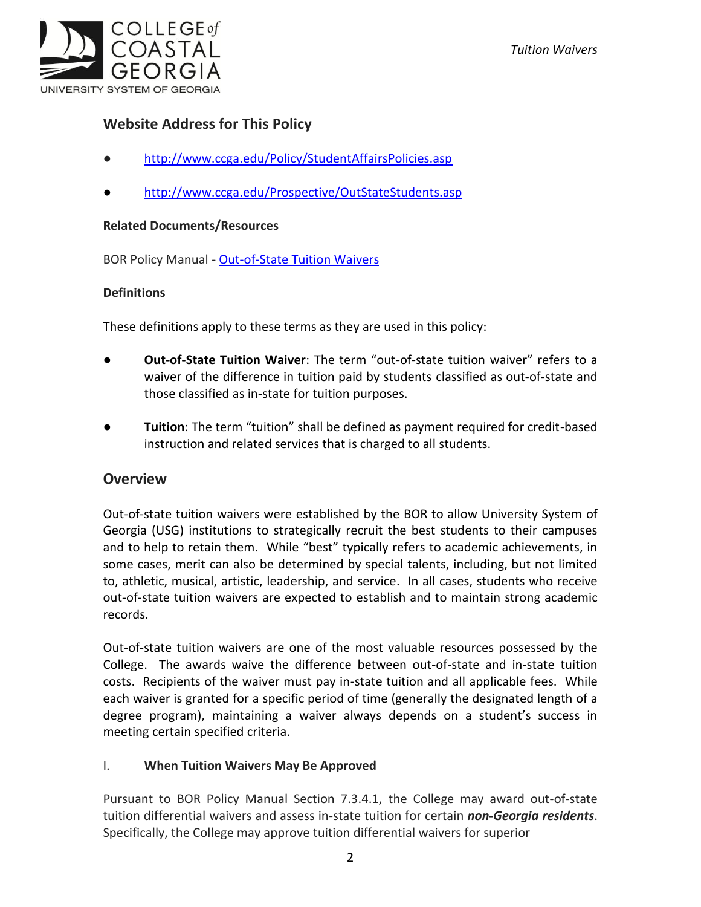## Website Address for This Policy

- http://www.ccga.edu/Policy/StudentAffairsPolicies.asp
- http://www.ccga.edu/Prospective/OutStateStudents.asp

**Related Documents/Resources**

BOR Policy Manual - Out-of-State Tuition Waivers

**Definitions**

These definitions apply to these terms as they are used in this policy:

- **Out-of-State Tuition Waiver**: The term "out-of-state tuition waiver" refers to a waiver of the difference in tuition paid by students classified as out-of-state and those classified as in-state for tuition purposes.
- **Tuition**: The term "tuition" shall be defined as payment required for credit-based instruction and related services that is charged to all students.

## Overview

Out-of-state tuition waivers were established by the BOR to allow University System of Georgia (USG) institutions to strategically recruit the best students to their campuses and to help to retain them. While "best" typically refers to academic achievements, in some cases, merit can also be determined by special talents, including, but not limited to, athletic, musical, artistic, leadership, and service. In all cases, students who receive out-of-state tuition waivers are expected to establish and to maintain strong academic records.

Out-of-state tuition waivers are one of the most valuable resources possessed by the College. The awards waive the difference between out-of-state and in-state tuition costs. Recipients of the waiver must pay in-state tuition and all applicable fees. While each waiver is granted for a specific period of time (generally the designated length of a degree program), maintaining a waiver always depends on a student's success in meeting certain specified criteria.

I. **When Tuition Waivers May Be Approved**

Pursuant to BOR Policy Manual Section 7.3.4.1, the College may award out-of-state tuition differential waivers and assess in-state tuition for certain ***non-Georgia residents***. Specifically, the College may approve tuition differential waivers for superior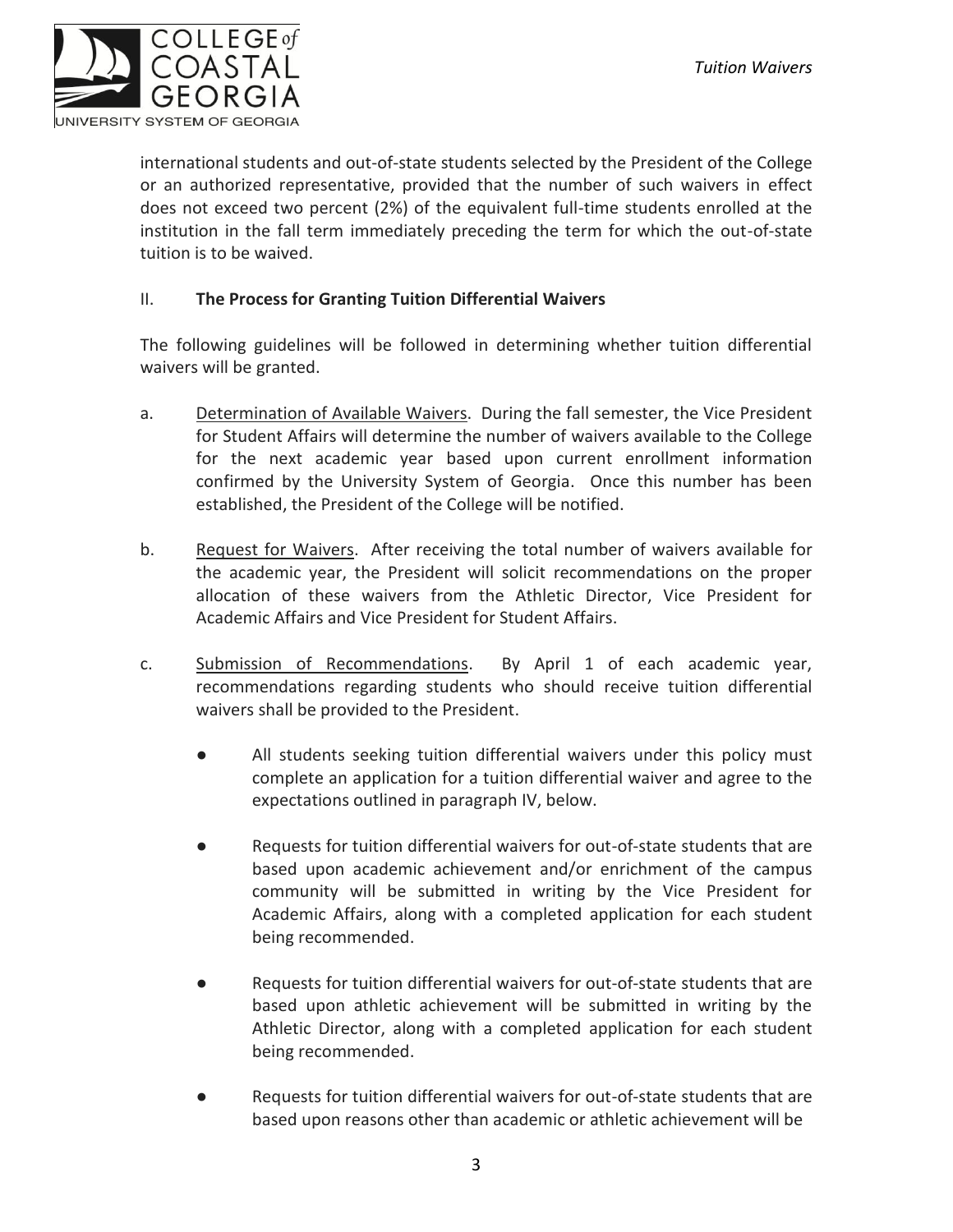international students and out-of-state students selected by the President of the College or an authorized representative, provided that the number of such waivers in effect does not exceed two percent (2%) of the equivalent full-time students enrolled at the institution in the fall term immediately preceding the term for which the out-of-state tuition is to be waived.

## II. The Process for Granting Tuition Differential Waivers

The following guidelines will be followed in determining whether tuition differential waivers will be granted.

a. Determination of Available Waivers. During the fall semester, the Vice President for Student Affairs will determine the number of waivers available to the College for the next academic year based upon current enrollment information confirmed by the University System of Georgia. Once this number has been established, the President of the College will be notified.

b. Request for Waivers. After receiving the total number of waivers available for the academic year, the President will solicit recommendations on the proper allocation of these waivers from the Athletic Director, Vice President for Academic Affairs and Vice President for Student Affairs.

c. Submission of Recommendations. By April 1 of each academic year, recommendations regarding students who should receive tuition differential waivers shall be provided to the President.

- All students seeking tuition differential waivers under this policy must complete an application for a tuition differential waiver and agree to the expectations outlined in paragraph IV, below.

- Requests for tuition differential waivers for out-of-state students that are based upon academic achievement and/or enrichment of the campus community will be submitted in writing by the Vice President for Academic Affairs, along with a completed application for each student being recommended.

- Requests for tuition differential waivers for out-of-state students that are based upon athletic achievement will be submitted in writing by the Athletic Director, along with a completed application for each student being recommended.

- Requests for tuition differential waivers for out-of-state students that are based upon reasons other than academic or athletic achievement will be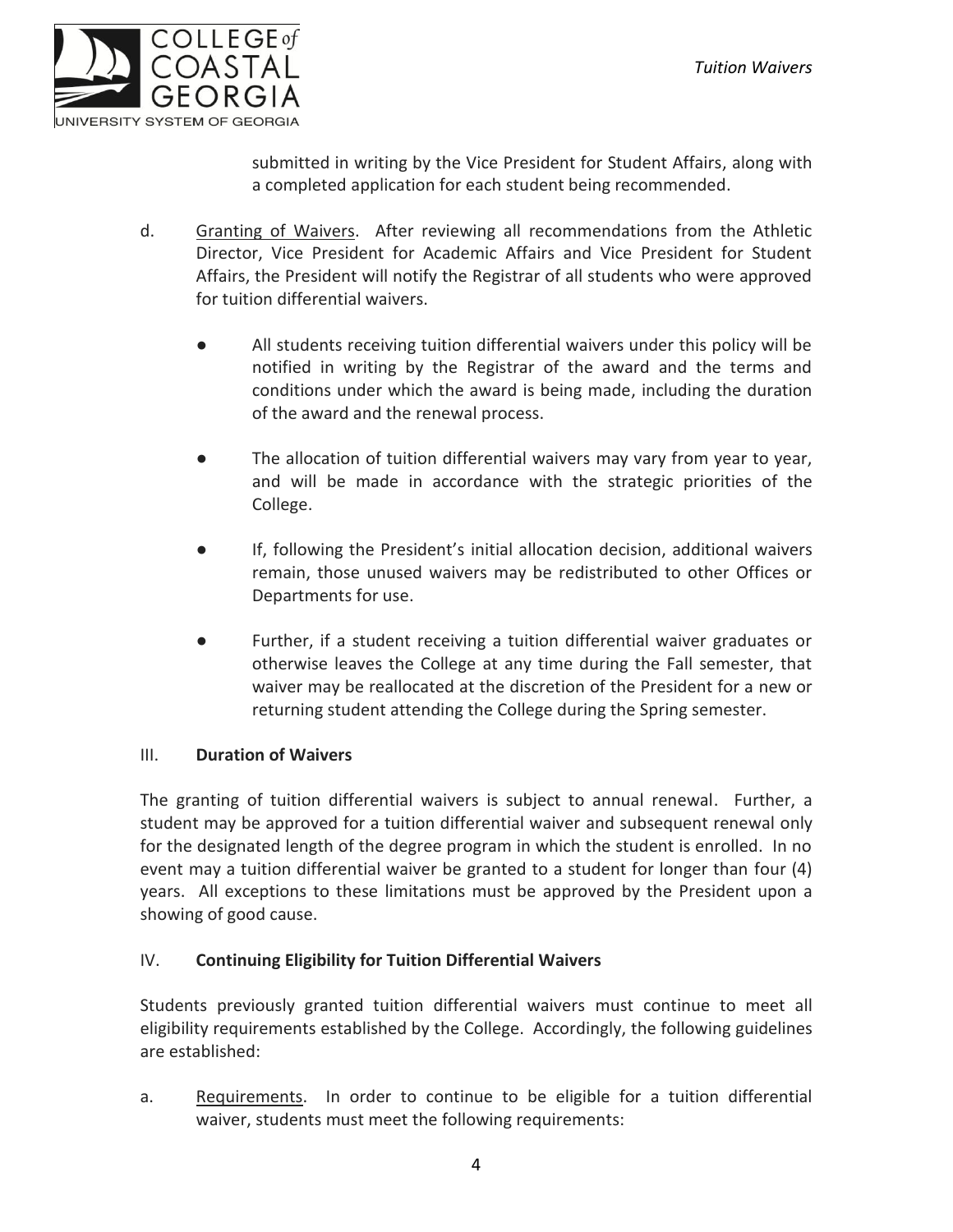submitted in writing by the Vice President for Student Affairs, along with a completed application for each student being recommended.

d. <u>Granting of Waivers</u>. After reviewing all recommendations from the Athletic Director, Vice President for Academic Affairs and Vice President for Student Affairs, the President will notify the Registrar of all students who were approved for tuition differential waivers.

- All students receiving tuition differential waivers under this policy will be notified in writing by the Registrar of the award and the terms and conditions under which the award is being made, including the duration of the award and the renewal process.
- The allocation of tuition differential waivers may vary from year to year, and will be made in accordance with the strategic priorities of the College.
- If, following the President's initial allocation decision, additional waivers remain, those unused waivers may be redistributed to other Offices or Departments for use.
- Further, if a student receiving a tuition differential waiver graduates or otherwise leaves the College at any time during the Fall semester, that waiver may be reallocated at the discretion of the President for a new or returning student attending the College during the Spring semester.

## III. Duration of Waivers

The granting of tuition differential waivers is subject to annual renewal. Further, a student may be approved for a tuition differential waiver and subsequent renewal only for the designated length of the degree program in which the student is enrolled. In no event may a tuition differential waiver be granted to a student for longer than four (4) years. All exceptions to these limitations must be approved by the President upon a showing of good cause.

## IV. Continuing Eligibility for Tuition Differential Waivers

Students previously granted tuition differential waivers must continue to meet all eligibility requirements established by the College. Accordingly, the following guidelines are established:

a. <u>Requirements</u>. In order to continue to be eligible for a tuition differential waiver, students must meet the following requirements: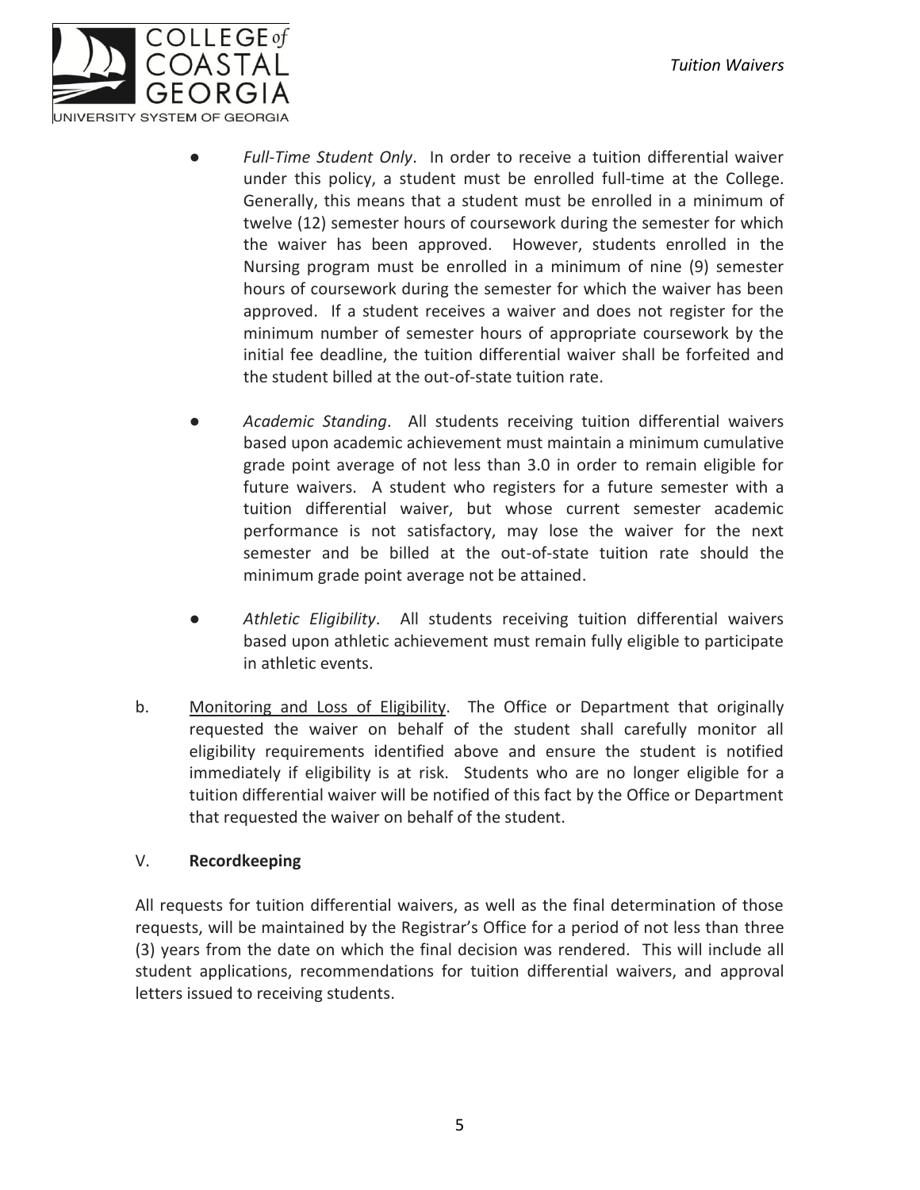- *Full-Time Student Only*. In order to receive a tuition differential waiver under this policy, a student must be enrolled full-time at the College. Generally, this means that a student must be enrolled in a minimum of twelve (12) semester hours of coursework during the semester for which the waiver has been approved. However, students enrolled in the Nursing program must be enrolled in a minimum of nine (9) semester hours of coursework during the semester for which the waiver has been approved. If a student receives a waiver and does not register for the minimum number of semester hours of appropriate coursework by the initial fee deadline, the tuition differential waiver shall be forfeited and the student billed at the out-of-state tuition rate.

- *Academic Standing*. All students receiving tuition differential waivers based upon academic achievement must maintain a minimum cumulative grade point average of not less than 3.0 in order to remain eligible for future waivers. A student who registers for a future semester with a tuition differential waiver, but whose current semester academic performance is not satisfactory, may lose the waiver for the next semester and be billed at the out-of-state tuition rate should the minimum grade point average not be attained.

- *Athletic Eligibility*. All students receiving tuition differential waivers based upon athletic achievement must remain fully eligible to participate in athletic events.

b. <u>Monitoring and Loss of Eligibility</u>. The Office or Department that originally requested the waiver on behalf of the student shall carefully monitor all eligibility requirements identified above and ensure the student is notified immediately if eligibility is at risk. Students who are no longer eligible for a tuition differential waiver will be notified of this fact by the Office or Department that requested the waiver on behalf of the student.

## V. **Recordkeeping**

All requests for tuition differential waivers, as well as the final determination of those requests, will be maintained by the Registrar's Office for a period of not less than three (3) years from the date on which the final decision was rendered. This will include all student applications, recommendations for tuition differential waivers, and approval letters issued to receiving students.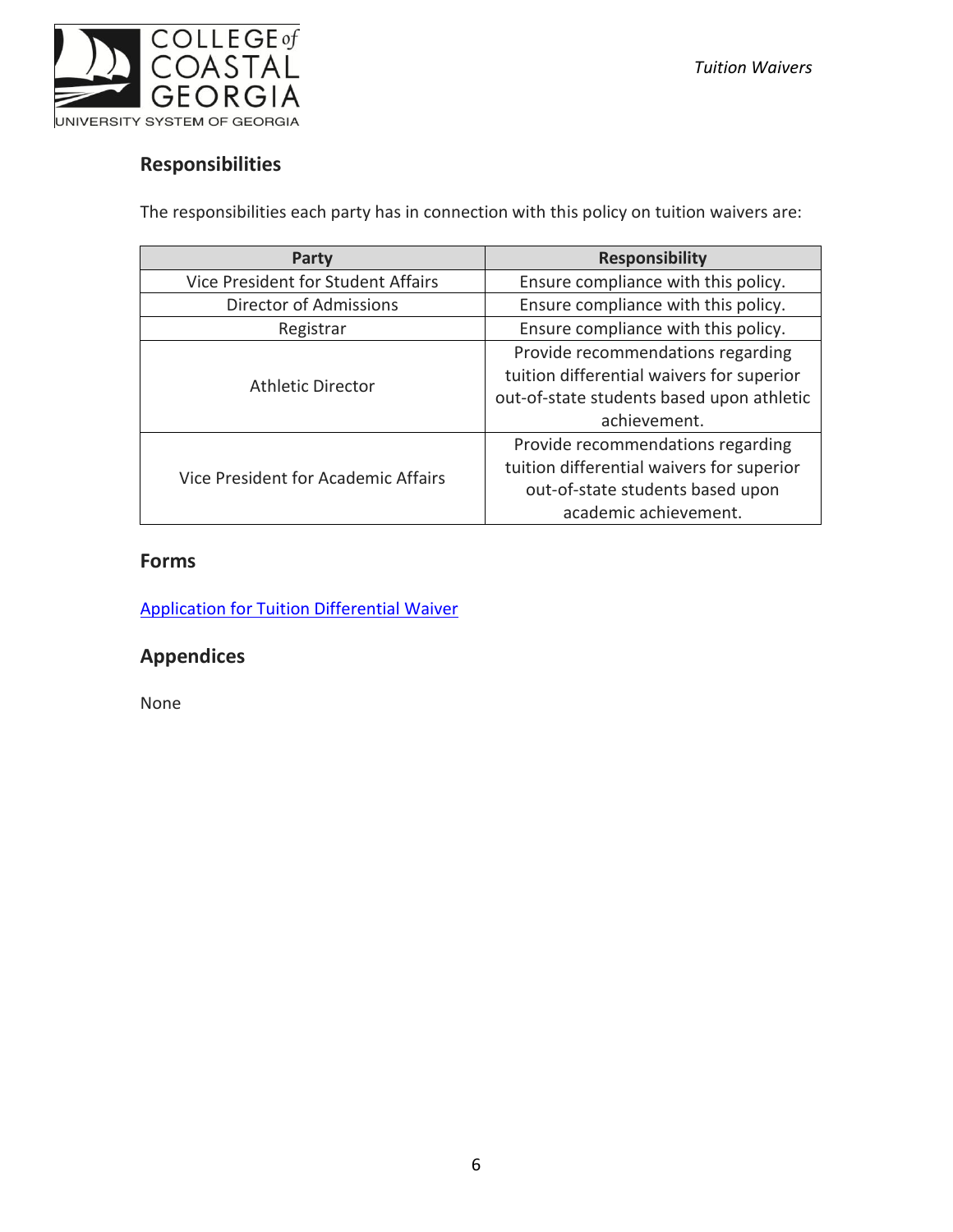## Responsibilities

The responsibilities each party has in connection with this policy on tuition waivers are:

| Party | Responsibility |
|---|---|
| Vice President for Student Affairs | Ensure compliance with this policy. |
| Director of Admissions | Ensure compliance with this policy. |
| Registrar | Ensure compliance with this policy. |
| Athletic Director | Provide recommendations regarding tuition differential waivers for superior out-of-state students based upon athletic achievement. |
| Vice President for Academic Affairs | Provide recommendations regarding tuition differential waivers for superior out-of-state students based upon academic achievement. |

## Forms

Application for Tuition Differential Waiver

## Appendices

None